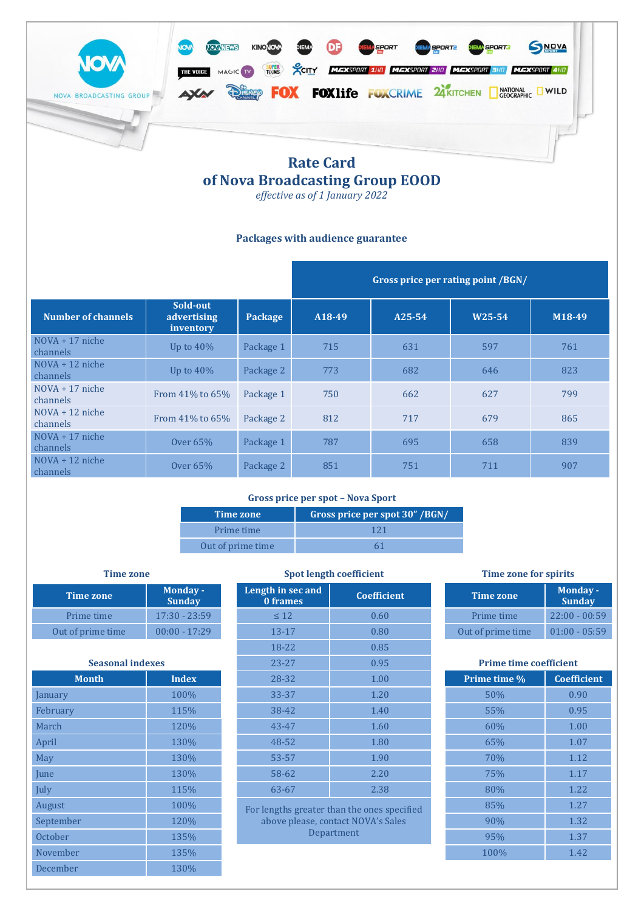# Rate Card
# of Nova Broadcasting Group EOOD

*effective as of 1 January 2022*

### Packages with audience guarantee

| Number of channels | Sold-out advertising inventory | Package | Gross price per rating point /BGN/ | | | |
|---|---|---|---|---|---|---|
| | | | A18-49 | A25-54 | W25-54 | M18-49 |
| NOVA + 17 niche channels | Up to 40% | Package 1 | 715 | 631 | 597 | 761 |
| NOVA + 12 niche channels | Up to 40% | Package 2 | 773 | 682 | 646 | 823 |
| NOVA + 17 niche channels | From 41% to 65% | Package 1 | 750 | 662 | 627 | 799 |
| NOVA + 12 niche channels | From 41% to 65% | Package 2 | 812 | 717 | 679 | 865 |
| NOVA + 17 niche channels | Over 65% | Package 1 | 787 | 695 | 658 | 839 |
| NOVA + 12 niche channels | Over 65% | Package 2 | 851 | 751 | 711 | 907 |

### Gross price per spot – Nova Sport

| Time zone | Gross price per spot 30" /BGN/ |
|---|---|
| Prime time | 121 |
| Out of prime time | 61 |

### Time zone

| Time zone | Monday - Sunday |
|---|---|
| Prime time | 17:30 - 23:59 |
| Out of prime time | 00:00 - 17:29 |

### Seasonal indexes

| Month | Index |
|---|---|
| January | 100% |
| February | 115% |
| March | 120% |
| April | 130% |
| May | 130% |
| June | 130% |
| July | 115% |
| August | 100% |
| September | 120% |
| October | 135% |
| November | 135% |
| December | 130% |

### Spot length coefficient

| Length in sec and 0 frames | Coefficient |
|---|---|
| ≤ 12 | 0.60 |
| 13-17 | 0.80 |
| 18-22 | 0.85 |
| 23-27 | 0.95 |
| 28-32 | 1.00 |
| 33-37 | 1.20 |
| 38-42 | 1.40 |
| 43-47 | 1.60 |
| 48-52 | 1.80 |
| 53-57 | 1.90 |
| 58-62 | 2.20 |
| 63-67 | 2.38 |

For lengths greater than the ones specified above please, contact NOVA's Sales Department

### Time zone for spirits

| Time zone | Monday - Sunday |
|---|---|
| Prime time | 22:00 - 00:59 |
| Out of prime time | 01:00 - 05:59 |

### Prime time coefficient

| Prime time % | Coefficient |
|---|---|
| 50% | 0.90 |
| 55% | 0.95 |
| 60% | 1.00 |
| 65% | 1.07 |
| 70% | 1.12 |
| 75% | 1.17 |
| 80% | 1.22 |
| 85% | 1.27 |
| 90% | 1.32 |
| 95% | 1.37 |
| 100% | 1.42 |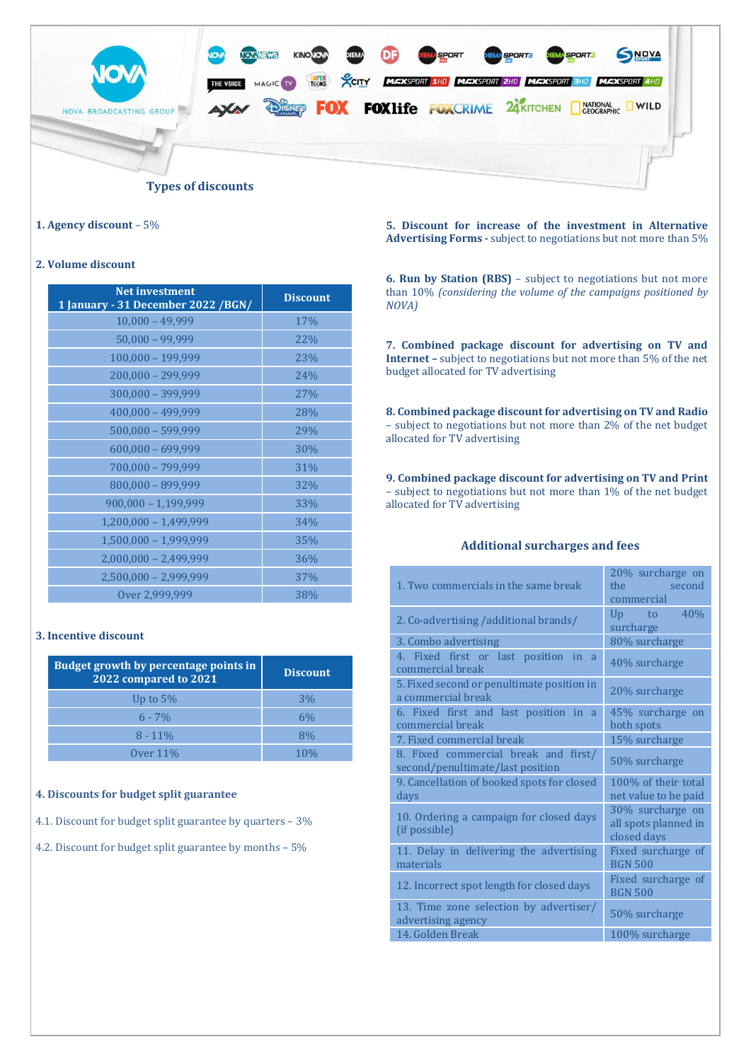## Types of discounts

**1. Agency discount** – 5%

**2. Volume discount**

| Net investment 1 January - 31 December 2022 /BGN/ | Discount |
|---|---|
| 10,000 – 49,999 | 17% |
| 50,000 – 99,999 | 22% |
| 100,000 – 199,999 | 23% |
| 200,000 – 299,999 | 24% |
| 300,000 – 399,999 | 27% |
| 400,000 – 499,999 | 28% |
| 500,000 – 599,999 | 29% |
| 600,000 – 699,999 | 30% |
| 700,000 – 799,999 | 31% |
| 800,000 – 899,999 | 32% |
| 900,000 – 1,199,999 | 33% |
| 1,200,000 – 1,499,999 | 34% |
| 1,500,000 – 1,999,999 | 35% |
| 2,000,000 – 2,499,999 | 36% |
| 2,500,000 – 2,999,999 | 37% |
| Over 2,999,999 | 38% |

**3. Incentive discount**

| Budget growth by percentage points in 2022 compared to 2021 | Discount |
|---|---|
| Up to 5% | 3% |
| 6 - 7% | 6% |
| 8 - 11% | 8% |
| Over 11% | 10% |

**4. Discounts for budget split guarantee**

4.1. Discount for budget split guarantee by quarters – 3%

4.2. Discount for budget split guarantee by months – 5%

**5. Discount for increase of the investment in Alternative Advertising Forms -** subject to negotiations but not more than 5%

**6. Run by Station (RBS)** – subject to negotiations but not more than 10% *(considering the volume of the campaigns positioned by NOVA)*

**7. Combined package discount for advertising on TV and Internet –** subject to negotiations but not more than 5% of the net budget allocated for TV advertising

**8. Combined package discount for advertising on TV and Radio** – subject to negotiations but not more than 2% of the net budget allocated for TV advertising

**9. Combined package discount for advertising on TV and Print** – subject to negotiations but not more than 1% of the net budget allocated for TV advertising

## Additional surcharges and fees

| | |
|---|---|
| 1. Two commercials in the same break | 20% surcharge on the second commercial |
| 2. Co-advertising /additional brands/ | Up to 40% surcharge |
| 3. Combo advertising | 80% surcharge |
| 4. Fixed first or last position in a commercial break | 40% surcharge |
| 5. Fixed second or penultimate position in a commercial break | 20% surcharge |
| 6. Fixed first and last position in a commercial break | 45% surcharge on both spots |
| 7. Fixed commercial break | 15% surcharge |
| 8. Fixed commercial break and first/second/penultimate/last position | 50% surcharge |
| 9. Cancellation of booked spots for closed days | 100% of their total net value to be paid |
| 10. Ordering a campaign for closed days (if possible) | 30% surcharge on all spots planned in closed days |
| 11. Delay in delivering the advertising materials | Fixed surcharge of BGN 500 |
| 12. Incorrect spot length for closed days | Fixed surcharge of BGN 500 |
| 13. Time zone selection by advertiser/advertising agency | 50% surcharge |
| 14. Golden Break | 100% surcharge |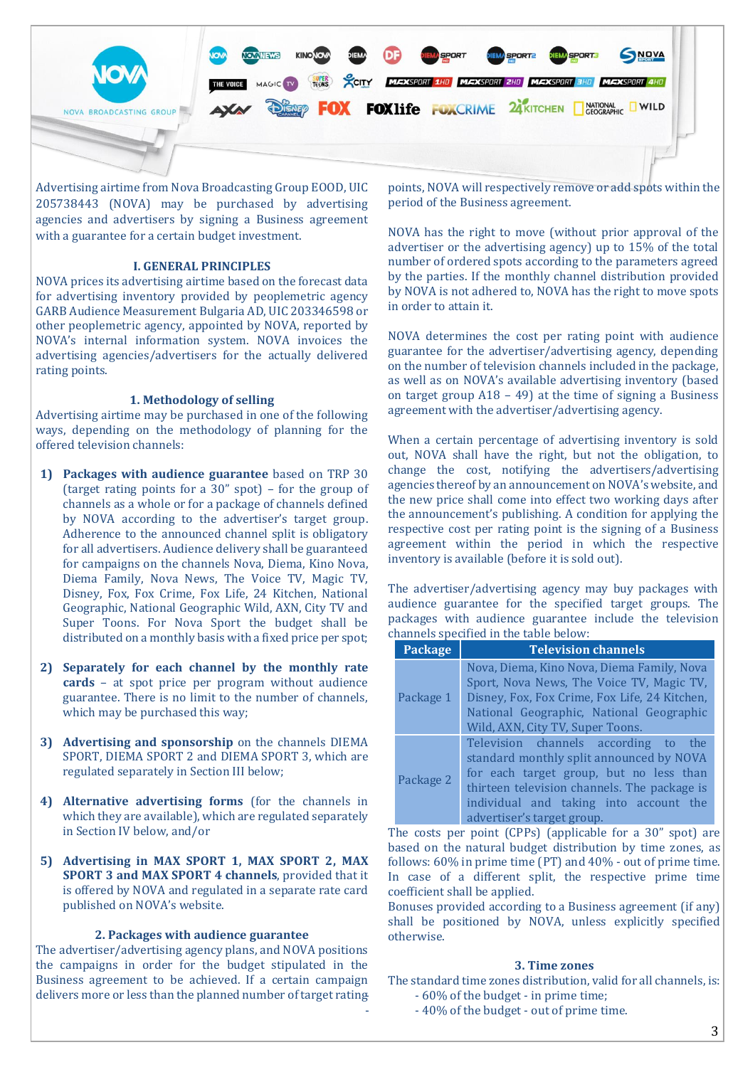Advertising airtime from Nova Broadcasting Group EOOD, UIC 205738443 (NOVA) may be purchased by advertising agencies and advertisers by signing a Business agreement with a guarantee for a certain budget investment.

## I. GENERAL PRINCIPLES

NOVA prices its advertising airtime based on the forecast data for advertising inventory provided by peoplemetric agency GARB Audience Measurement Bulgaria AD, UIC 203346598 or other peoplemetric agency, appointed by NOVA, reported by NOVA's internal information system. NOVA invoices the advertising agencies/advertisers for the actually delivered rating points.

### 1. Methodology of selling

Advertising airtime may be purchased in one of the following ways, depending on the methodology of planning for the offered television channels:

1) **Packages with audience guarantee** based on TRP 30 (target rating points for a 30" spot) – for the group of channels as a whole or for a package of channels defined by NOVA according to the advertiser's target group. Adherence to the announced channel split is obligatory for all advertisers. Audience delivery shall be guaranteed for campaigns on the channels Nova, Diema, Kino Nova, Diema Family, Nova News, The Voice TV, Magic TV, Disney, Fox, Fox Crime, Fox Life, 24 Kitchen, National Geographic, National Geographic Wild, AXN, City TV and Super Toons. For Nova Sport the budget shall be distributed on a monthly basis with a fixed price per spot;

2) **Separately for each channel by the monthly rate cards** – at spot price per program without audience guarantee. There is no limit to the number of channels, which may be purchased this way;

3) **Advertising and sponsorship** on the channels DIEMA SPORT, DIEMA SPORT 2 and DIEMA SPORT 3, which are regulated separately in Section III below;

4) **Alternative advertising forms** (for the channels in which they are available), which are regulated separately in Section IV below, and/or

5) **Advertising in MAX SPORT 1, MAX SPORT 2, MAX SPORT 3 and MAX SPORT 4 channels**, provided that it is offered by NOVA and regulated in a separate rate card published on NOVA's website.

### 2. Packages with audience guarantee

The advertiser/advertising agency plans, and NOVA positions the campaigns in order for the budget stipulated in the Business agreement to be achieved. If a certain campaign delivers more or less than the planned number of target rating points, NOVA will respectively remove or add spots within the period of the Business agreement.

NOVA has the right to move (without prior approval of the advertiser or the advertising agency) up to 15% of the total number of ordered spots according to the parameters agreed by the parties. If the monthly channel distribution provided by NOVA is not adhered to, NOVA has the right to move spots in order to attain it.

NOVA determines the cost per rating point with audience guarantee for the advertiser/advertising agency, depending on the number of television channels included in the package, as well as on NOVA's available advertising inventory (based on target group A18 – 49) at the time of signing a Business agreement with the advertiser/advertising agency.

When a certain percentage of advertising inventory is sold out, NOVA shall have the right, but not the obligation, to change the cost, notifying the advertisers/advertising agencies thereof by an announcement on NOVA's website, and the new price shall come into effect two working days after the announcement's publishing. A condition for applying the respective cost per rating point is the signing of a Business agreement within the period in which the respective inventory is available (before it is sold out).

The advertiser/advertising agency may buy packages with audience guarantee for the specified target groups. The packages with audience guarantee include the television channels specified in the table below:

| Package | Television channels |
|---|---|
| Package 1 | Nova, Diema, Kino Nova, Diema Family, Nova Sport, Nova News, The Voice TV, Magic TV, Disney, Fox, Fox Crime, Fox Life, 24 Kitchen, National Geographic, National Geographic Wild, AXN, City TV, Super Toons. |
| Package 2 | Television channels according to the standard monthly split announced by NOVA for each target group, but no less than thirteen television channels. The package is individual and taking into account the advertiser's target group. |

The costs per point (CPPs) (applicable for a 30" spot) are based on the natural budget distribution by time zones, as follows: 60% in prime time (PT) and 40% - out of prime time. In case of a different split, the respective prime time coefficient shall be applied.

Bonuses provided according to a Business agreement (if any) shall be positioned by NOVA, unless explicitly specified otherwise.

### 3. Time zones

The standard time zones distribution, valid for all channels, is:

- 60% of the budget - in prime time;
- 40% of the budget - out of prime time.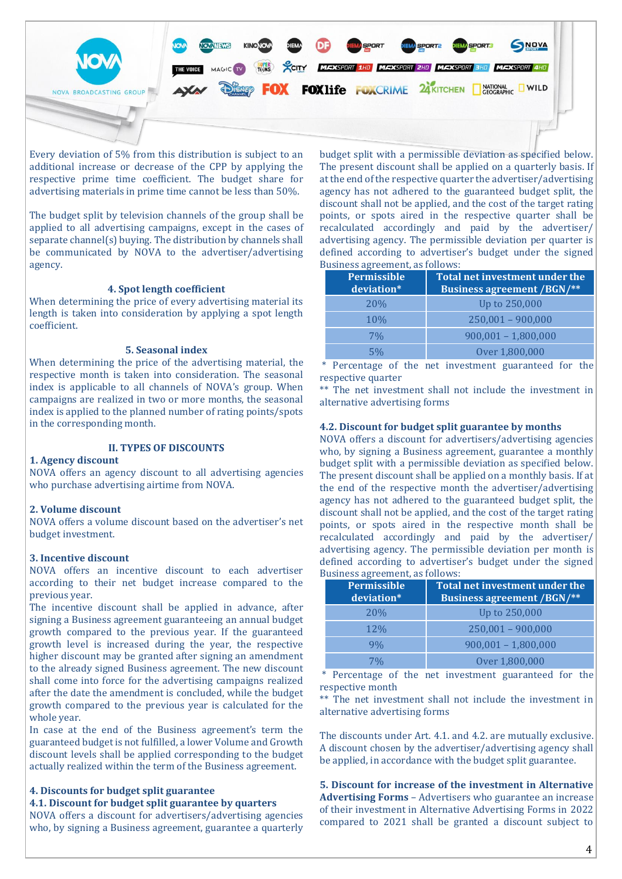Every deviation of 5% from this distribution is subject to an additional increase or decrease of the CPP by applying the respective prime time coefficient. The budget share for advertising materials in prime time cannot be less than 50%.

The budget split by television channels of the group shall be applied to all advertising campaigns, except in the cases of separate channel(s) buying. The distribution by channels shall be communicated by NOVA to the advertiser/advertising agency.

### 4. Spot length coefficient

When determining the price of every advertising material its length is taken into consideration by applying a spot length coefficient.

### 5. Seasonal index

When determining the price of the advertising material, the respective month is taken into consideration. The seasonal index is applicable to all channels of NOVA's group. When campaigns are realized in two or more months, the seasonal index is applied to the planned number of rating points/spots in the corresponding month.

## II. TYPES OF DISCOUNTS

### 1. Agency discount

NOVA offers an agency discount to all advertising agencies who purchase advertising airtime from NOVA.

### 2. Volume discount

NOVA offers a volume discount based on the advertiser's net budget investment.

### 3. Incentive discount

NOVA offers an incentive discount to each advertiser according to their net budget increase compared to the previous year.

The incentive discount shall be applied in advance, after signing a Business agreement guaranteeing an annual budget growth compared to the previous year. If the guaranteed growth level is increased during the year, the respective higher discount may be granted after signing an amendment to the already signed Business agreement. The new discount shall come into force for the advertising campaigns realized after the date the amendment is concluded, while the budget growth compared to the previous year is calculated for the whole year.

In case at the end of the Business agreement's term the guaranteed budget is not fulfilled, a lower Volume and Growth discount levels shall be applied corresponding to the budget actually realized within the term of the Business agreement.

### 4. Discounts for budget split guarantee

#### 4.1. Discount for budget split guarantee by quarters

NOVA offers a discount for advertisers/advertising agencies who, by signing a Business agreement, guarantee a quarterly budget split with a permissible deviation as specified below. The present discount shall be applied on a quarterly basis. If at the end of the respective quarter the advertiser/advertising agency has not adhered to the guaranteed budget split, the discount shall not be applied, and the cost of the target rating points, or spots aired in the respective quarter shall be recalculated accordingly and paid by the advertiser/advertising agency. The permissible deviation per quarter is defined according to advertiser's budget under the signed Business agreement, as follows:

| Permissible deviation* | Total net investment under the Business agreement /BGN/** |
|---|---|
| 20% | Up to 250,000 |
| 10% | 250,001 – 900,000 |
| 7% | 900,001 – 1,800,000 |
| 5% | Over 1,800,000 |

\* Percentage of the net investment guaranteed for the respective quarter

\** The net investment shall not include the investment in alternative advertising forms

#### 4.2. Discount for budget split guarantee by months

NOVA offers a discount for advertisers/advertising agencies who, by signing a Business agreement, guarantee a monthly budget split with a permissible deviation as specified below. The present discount shall be applied on a monthly basis. If at the end of the respective month the advertiser/advertising agency has not adhered to the guaranteed budget split, the discount shall not be applied, and the cost of the target rating points, or spots aired in the respective month shall be recalculated accordingly and paid by the advertiser/advertising agency. The permissible deviation per month is defined according to advertiser's budget under the signed Business agreement, as follows:

| Permissible deviation* | Total net investment under the Business agreement /BGN/** |
|---|---|
| 20% | Up to 250,000 |
| 12% | 250,001 – 900,000 |
| 9% | 900,001 – 1,800,000 |
| 7% | Over 1,800,000 |

\* Percentage of the net investment guaranteed for the respective month

\** The net investment shall not include the investment in alternative advertising forms

The discounts under Art. 4.1. and 4.2. are mutually exclusive. A discount chosen by the advertiser/advertising agency shall be applied, in accordance with the budget split guarantee.

**5. Discount for increase of the investment in Alternative Advertising Forms** – Advertisers who guarantee an increase of their investment in Alternative Advertising Forms in 2022 compared to 2021 shall be granted a discount subject to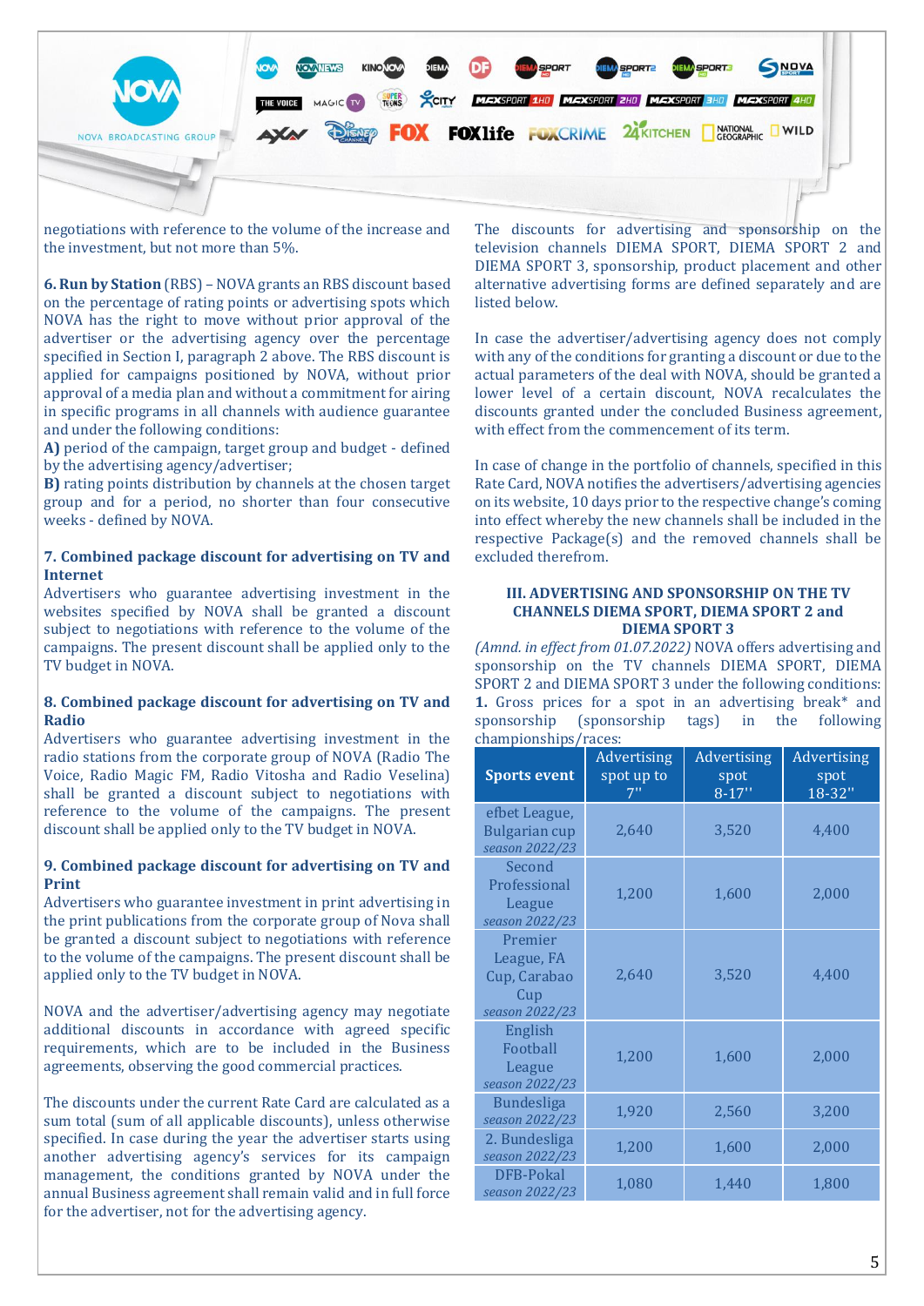negotiations with reference to the volume of the increase and the investment, but not more than 5%.

**6. Run by Station** (RBS) – NOVA grants an RBS discount based on the percentage of rating points or advertising spots which NOVA has the right to move without prior approval of the advertiser or the advertising agency over the percentage specified in Section I, paragraph 2 above. The RBS discount is applied for campaigns positioned by NOVA, without prior approval of a media plan and without a commitment for airing in specific programs in all channels with audience guarantee and under the following conditions:

**A)** period of the campaign, target group and budget - defined by the advertising agency/advertiser;

**B)** rating points distribution by channels at the chosen target group and for a period, no shorter than four consecutive weeks - defined by NOVA.

**7. Combined package discount for advertising on TV and Internet**

Advertisers who guarantee advertising investment in the websites specified by NOVA shall be granted a discount subject to negotiations with reference to the volume of the campaigns. The present discount shall be applied only to the TV budget in NOVA.

**8. Combined package discount for advertising on TV and Radio**

Advertisers who guarantee advertising investment in the radio stations from the corporate group of NOVA (Radio The Voice, Radio Magic FM, Radio Vitosha and Radio Veselina) shall be granted a discount subject to negotiations with reference to the volume of the campaigns. The present discount shall be applied only to the TV budget in NOVA.

**9. Combined package discount for advertising on TV and Print**

Advertisers who guarantee investment in print advertising in the print publications from the corporate group of Nova shall be granted a discount subject to negotiations with reference to the volume of the campaigns. The present discount shall be applied only to the TV budget in NOVA.

NOVA and the advertiser/advertising agency may negotiate additional discounts in accordance with agreed specific requirements, which are to be included in the Business agreements, observing the good commercial practices.

The discounts under the current Rate Card are calculated as a sum total (sum of all applicable discounts), unless otherwise specified. In case during the year the advertiser starts using another advertising agency's services for its campaign management, the conditions granted by NOVA under the annual Business agreement shall remain valid and in full force for the advertiser, not for the advertising agency.

The discounts for advertising and sponsorship on the television channels DIEMA SPORT, DIEMA SPORT 2 and DIEMA SPORT 3, sponsorship, product placement and other alternative advertising forms are defined separately and are listed below.

In case the advertiser/advertising agency does not comply with any of the conditions for granting a discount or due to the actual parameters of the deal with NOVA, should be granted a lower level of a certain discount, NOVA recalculates the discounts granted under the concluded Business agreement, with effect from the commencement of its term.

In case of change in the portfolio of channels, specified in this Rate Card, NOVA notifies the advertisers/advertising agencies on its website, 10 days prior to the respective change's coming into effect whereby the new channels shall be included in the respective Package(s) and the removed channels shall be excluded therefrom.

## III. ADVERTISING AND SPONSORSHIP ON THE TV CHANNELS DIEMA SPORT, DIEMA SPORT 2 and DIEMA SPORT 3

*(Amnd. in effect from 01.07.2022)* NOVA offers advertising and sponsorship on the TV channels DIEMA SPORT, DIEMA SPORT 2 and DIEMA SPORT 3 under the following conditions:

**1.** Gross prices for a spot in an advertising break* and sponsorship (sponsorship tags) in the following championships/races:

| Sports event | Advertising spot up to 7'' | Advertising spot 8-17'' | Advertising spot 18-32'' |
|---|---|---|---|
| efbet League, Bulgarian cup *season 2022/23* | 2,640 | 3,520 | 4,400 |
| Second Professional League *season 2022/23* | 1,200 | 1,600 | 2,000 |
| Premier League, FA Cup, Carabao Cup *season 2022/23* | 2,640 | 3,520 | 4,400 |
| English Football League *season 2022/23* | 1,200 | 1,600 | 2,000 |
| Bundesliga *season 2022/23* | 1,920 | 2,560 | 3,200 |
| 2. Bundesliga *season 2022/23* | 1,200 | 1,600 | 2,000 |
| DFB-Pokal *season 2022/23* | 1,080 | 1,440 | 1,800 |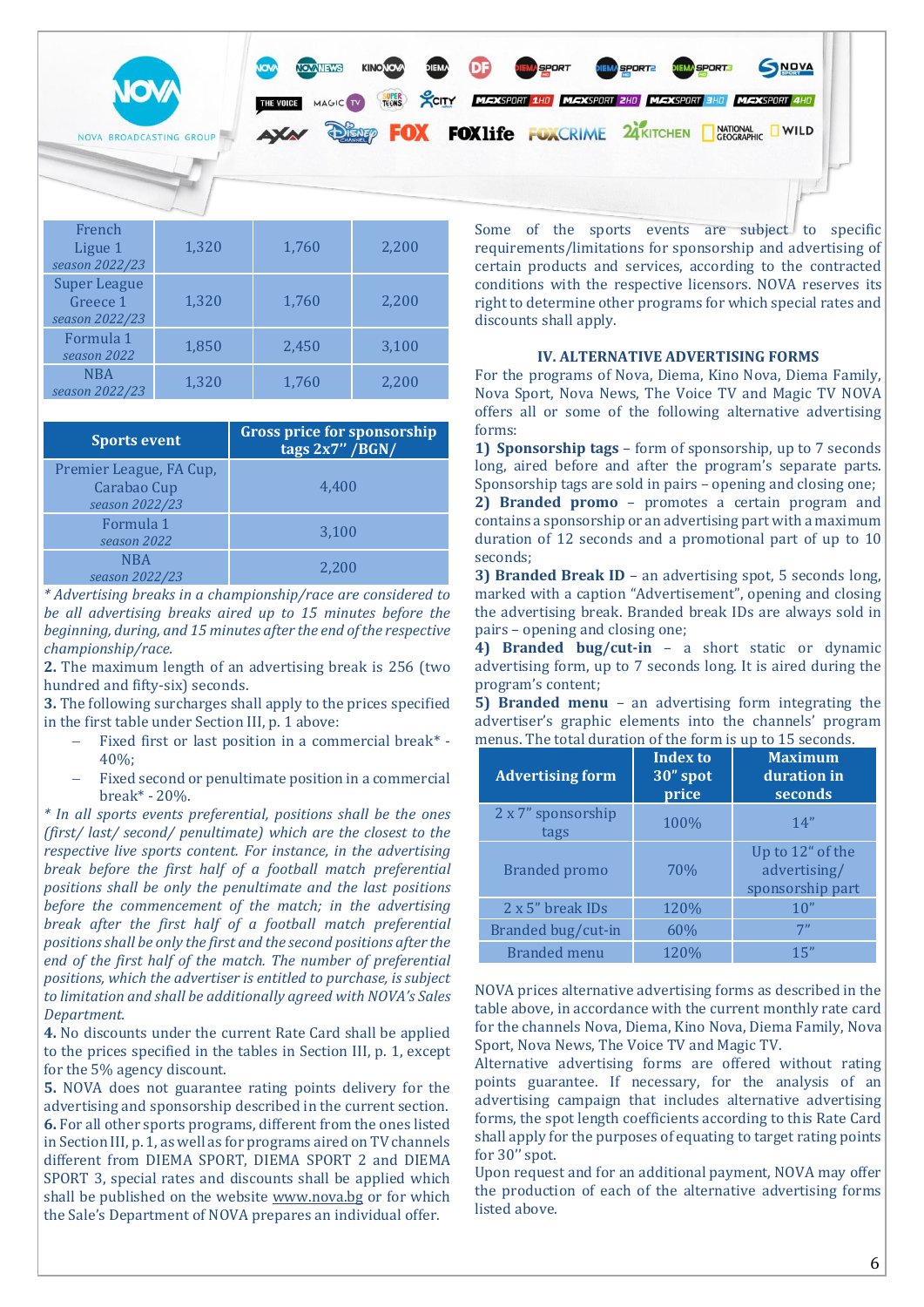| | | | |
|---|---|---|---|
| French Ligue 1 *season 2022/23* | 1,320 | 1,760 | 2,200 |
| Super League Greece 1 *season 2022/23* | 1,320 | 1,760 | 2,200 |
| Formula 1 *season 2022* | 1,850 | 2,450 | 3,100 |
| NBA *season 2022/23* | 1,320 | 1,760 | 2,200 |

| Sports event | Gross price for sponsorship tags 2x7" /BGN/ |
|---|---|
| Premier League, FA Cup, Carabao Cup *season 2022/23* | 4,400 |
| Formula 1 *season 2022* | 3,100 |
| NBA *season 2022/23* | 2,200 |

*\* Advertising breaks in a championship/race are considered to be all advertising breaks aired up to 15 minutes before the beginning, during, and 15 minutes after the end of the respective championship/race.*

**2.** The maximum length of an advertising break is 256 (two hundred and fifty-six) seconds.

**3.** The following surcharges shall apply to the prices specified in the first table under Section III, p. 1 above:

- Fixed first or last position in a commercial break* - 40%;
- Fixed second or penultimate position in a commercial break* - 20%.

*\* In all sports events preferential, positions shall be the ones (first/ last/ second/ penultimate) which are the closest to the respective live sports content. For instance, in the advertising break before the first half of a football match preferential positions shall be only the penultimate and the last positions before the commencement of the match; in the advertising break after the first half of a football match preferential positions shall be only the first and the second positions after the end of the first half of the match. The number of preferential positions, which the advertiser is entitled to purchase, is subject to limitation and shall be additionally agreed with NOVA's Sales Department.*

**4.** No discounts under the current Rate Card shall be applied to the prices specified in the tables in Section III, p. 1, except for the 5% agency discount.

**5.** NOVA does not guarantee rating points delivery for the advertising and sponsorship described in the current section.

**6.** For all other sports programs, different from the ones listed in Section III, p. 1, as well as for programs aired on TV channels different from DIEMA SPORT, DIEMA SPORT 2 and DIEMA SPORT 3, special rates and discounts shall be applied which shall be published on the website www.nova.bg or for which the Sale's Department of NOVA prepares an individual offer.

Some of the sports events are subject to specific requirements/limitations for sponsorship and advertising of certain products and services, according to the contracted conditions with the respective licensors. NOVA reserves its right to determine other programs for which special rates and discounts shall apply.

## IV. ALTERNATIVE ADVERTISING FORMS

For the programs of Nova, Diema, Kino Nova, Diema Family, Nova Sport, Nova News, The Voice TV and Magic TV NOVA offers all or some of the following alternative advertising forms:

**1) Sponsorship tags** – form of sponsorship, up to 7 seconds long, aired before and after the program's separate parts. Sponsorship tags are sold in pairs – opening and closing one;

**2) Branded promo** – promotes a certain program and contains a sponsorship or an advertising part with a maximum duration of 12 seconds and a promotional part of up to 10 seconds;

**3) Branded Break ID** – an advertising spot, 5 seconds long, marked with a caption "Advertisement", opening and closing the advertising break. Branded break IDs are always sold in pairs – opening and closing one;

**4) Branded bug/cut-in** – a short static or dynamic advertising form, up to 7 seconds long. It is aired during the program's content;

**5) Branded menu** – an advertising form integrating the advertiser's graphic elements into the channels' program menus. The total duration of the form is up to 15 seconds.

| Advertising form | Index to 30" spot price | Maximum duration in seconds |
|---|---|---|
| 2 x 7" sponsorship tags | 100% | 14" |
| Branded promo | 70% | Up to 12" of the advertising/ sponsorship part |
| 2 x 5" break IDs | 120% | 10" |
| Branded bug/cut-in | 60% | 7" |
| Branded menu | 120% | 15" |

NOVA prices alternative advertising forms as described in the table above, in accordance with the current monthly rate card for the channels Nova, Diema, Kino Nova, Diema Family, Nova Sport, Nova News, The Voice TV and Magic TV.

Alternative advertising forms are offered without rating points guarantee. If necessary, for the analysis of an advertising campaign that includes alternative advertising forms, the spot length coefficients according to this Rate Card shall apply for the purposes of equating to target rating points for 30'' spot.

Upon request and for an additional payment, NOVA may offer the production of each of the alternative advertising forms listed above.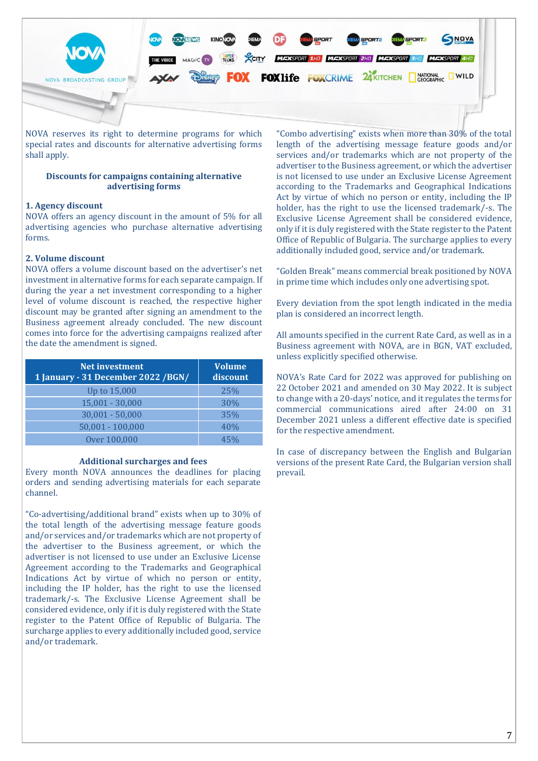NOVA reserves its right to determine programs for which special rates and discounts for alternative advertising forms shall apply.

### Discounts for campaigns containing alternative advertising forms

**1. Agency discount**
NOVA offers an agency discount in the amount of 5% for all advertising agencies who purchase alternative advertising forms.

**2. Volume discount**
NOVA offers a volume discount based on the advertiser's net investment in alternative forms for each separate campaign. If during the year a net investment corresponding to a higher level of volume discount is reached, the respective higher discount may be granted after signing an amendment to the Business agreement already concluded. The new discount comes into force for the advertising campaigns realized after the date the amendment is signed.

| Net investment 1 January - 31 December 2022 /BGN/ | Volume discount |
|---|---|
| Up to 15,000 | 25% |
| 15,001 - 30,000 | 30% |
| 30,001 - 50,000 | 35% |
| 50,001 - 100,000 | 40% |
| Over 100,000 | 45% |

### Additional surcharges and fees

Every month NOVA announces the deadlines for placing orders and sending advertising materials for each separate channel.

"Co-advertising/additional brand" exists when up to 30% of the total length of the advertising message feature goods and/or services and/or trademarks which are not property of the advertiser to the Business agreement, or which the advertiser is not licensed to use under an Exclusive License Agreement according to the Trademarks and Geographical Indications Act by virtue of which no person or entity, including the IP holder, has the right to use the licensed trademark/-s. The Exclusive License Agreement shall be considered evidence, only if it is duly registered with the State register to the Patent Office of Republic of Bulgaria. The surcharge applies to every additionally included good, service and/or trademark.

"Combo advertising" exists when more than 30% of the total length of the advertising message feature goods and/or services and/or trademarks which are not property of the advertiser to the Business agreement, or which the advertiser is not licensed to use under an Exclusive License Agreement according to the Trademarks and Geographical Indications Act by virtue of which no person or entity, including the IP holder, has the right to use the licensed trademark/-s. The Exclusive License Agreement shall be considered evidence, only if it is duly registered with the State register to the Patent Office of Republic of Bulgaria. The surcharge applies to every additionally included good, service and/or trademark.

"Golden Break" means commercial break positioned by NOVA in prime time which includes only one advertising spot.

Every deviation from the spot length indicated in the media plan is considered an incorrect length.

All amounts specified in the current Rate Card, as well as in a Business agreement with NOVA, are in BGN, VAT excluded, unless explicitly specified otherwise.

NOVA's Rate Card for 2022 was approved for publishing on 22 October 2021 and amended on 30 May 2022. It is subject to change with a 20-days' notice, and it regulates the terms for commercial communications aired after 24:00 on 31 December 2021 unless a different effective date is specified for the respective amendment.

In case of discrepancy between the English and Bulgarian versions of the present Rate Card, the Bulgarian version shall prevail.